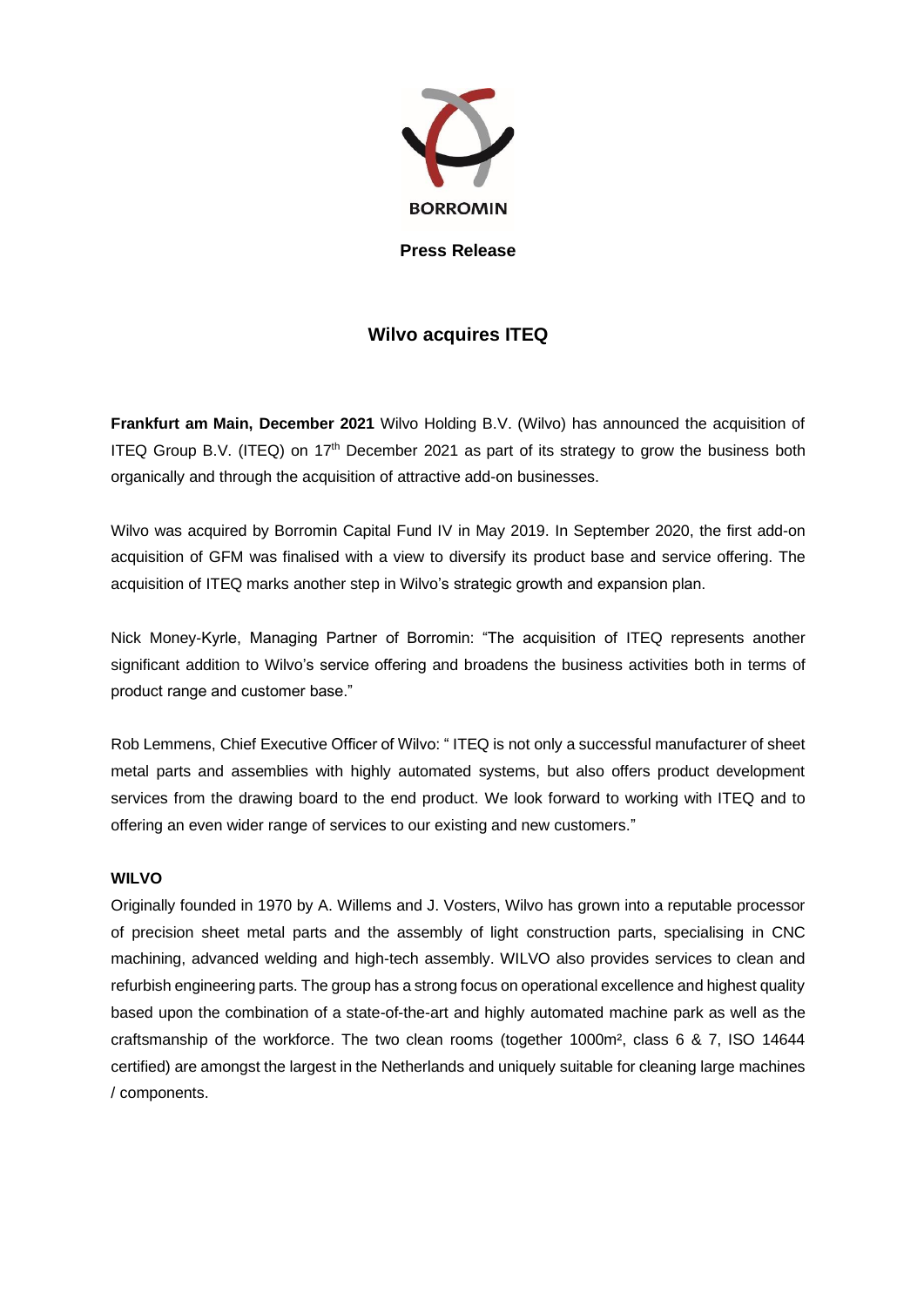BORROMIN

**Press Release**

# Wilvo acquires ITEQ

**Frankfurt am Main, December 2021** Wilvo Holding B.V. (Wilvo) has announced the acquisition of ITEQ Group B.V. (ITEQ) on 17th December 2021 as part of its strategy to grow the business both organically and through the acquisition of attractive add-on businesses.

Wilvo was acquired by Borromin Capital Fund IV in May 2019. In September 2020, the first add-on acquisition of GFM was finalised with a view to diversify its product base and service offering. The acquisition of ITEQ marks another step in Wilvo's strategic growth and expansion plan.

Nick Money-Kyrle, Managing Partner of Borromin: "The acquisition of ITEQ represents another significant addition to Wilvo's service offering and broadens the business activities both in terms of product range and customer base."

Rob Lemmens, Chief Executive Officer of Wilvo: " ITEQ is not only a successful manufacturer of sheet metal parts and assemblies with highly automated systems, but also offers product development services from the drawing board to the end product. We look forward to working with ITEQ and to offering an even wider range of services to our existing and new customers."

**WILVO**

Originally founded in 1970 by A. Willems and J. Vosters, Wilvo has grown into a reputable processor of precision sheet metal parts and the assembly of light construction parts, specialising in CNC machining, advanced welding and high-tech assembly. WILVO also provides services to clean and refurbish engineering parts. The group has a strong focus on operational excellence and highest quality based upon the combination of a state-of-the-art and highly automated machine park as well as the craftsmanship of the workforce. The two clean rooms (together 1000m², class 6 & 7, ISO 14644 certified) are amongst the largest in the Netherlands and uniquely suitable for cleaning large machines / components.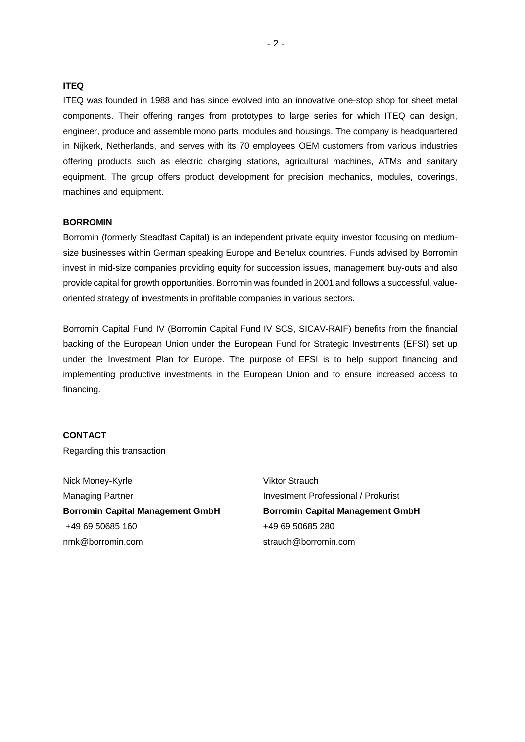**ITEQ**

ITEQ was founded in 1988 and has since evolved into an innovative one-stop shop for sheet metal components. Their offering ranges from prototypes to large series for which ITEQ can design, engineer, produce and assemble mono parts, modules and housings. The company is headquartered in Nijkerk, Netherlands, and serves with its 70 employees OEM customers from various industries offering products such as electric charging stations, agricultural machines, ATMs and sanitary equipment. The group offers product development for precision mechanics, modules, coverings, machines and equipment.

**BORROMIN**

Borromin (formerly Steadfast Capital) is an independent private equity investor focusing on medium-size businesses within German speaking Europe and Benelux countries. Funds advised by Borromin invest in mid-size companies providing equity for succession issues, management buy-outs and also provide capital for growth opportunities. Borromin was founded in 2001 and follows a successful, value-oriented strategy of investments in profitable companies in various sectors.

Borromin Capital Fund IV (Borromin Capital Fund IV SCS, SICAV-RAIF) benefits from the financial backing of the European Union under the European Fund for Strategic Investments (EFSI) set up under the Investment Plan for Europe. The purpose of EFSI is to help support financing and implementing productive investments in the European Union and to ensure increased access to financing.

**CONTACT**

Regarding this transaction

Nick Money-Kyrle
Managing Partner
**Borromin Capital Management GmbH**
+49 69 50685 160
nmk@borromin.com

Viktor Strauch
Investment Professional / Prokurist
**Borromin Capital Management GmbH**
+49 69 50685 280
strauch@borromin.com